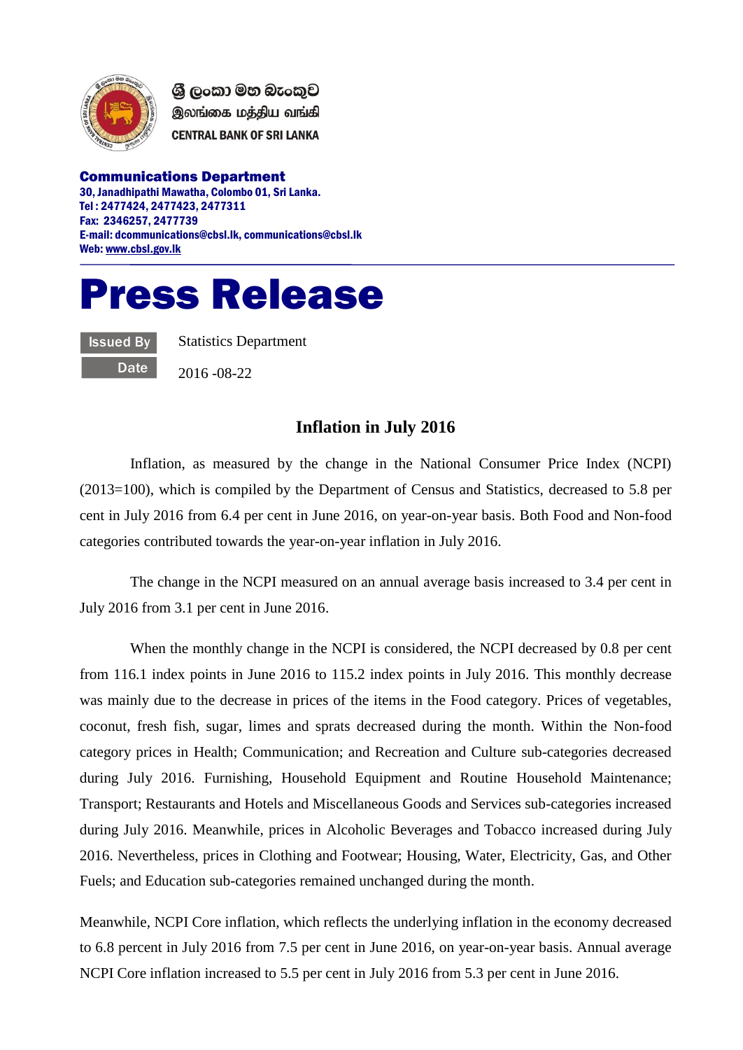ශ්‍රී ලංකා මහ බැංකුව
இலங்கை மத்திய வங்கி
CENTRAL BANK OF SRI LANKA

**Communications Department**
30, Janadhipathi Mawatha, Colombo 01, Sri Lanka.
Tel : 2477424, 2477423, 2477311
Fax: 2346257, 2477739
E-mail: dcommunications@cbsl.lk, communications@cbsl.lk
Web: www.cbsl.gov.lk

# Press Release

**Issued By** Statistics Department

**Date** 2016 -08-22

## Inflation in July 2016

Inflation, as measured by the change in the National Consumer Price Index (NCPI) (2013=100), which is compiled by the Department of Census and Statistics, decreased to 5.8 per cent in July 2016 from 6.4 per cent in June 2016, on year-on-year basis. Both Food and Non-food categories contributed towards the year-on-year inflation in July 2016.

The change in the NCPI measured on an annual average basis increased to 3.4 per cent in July 2016 from 3.1 per cent in June 2016.

When the monthly change in the NCPI is considered, the NCPI decreased by 0.8 per cent from 116.1 index points in June 2016 to 115.2 index points in July 2016. This monthly decrease was mainly due to the decrease in prices of the items in the Food category. Prices of vegetables, coconut, fresh fish, sugar, limes and sprats decreased during the month. Within the Non-food category prices in Health; Communication; and Recreation and Culture sub-categories decreased during July 2016. Furnishing, Household Equipment and Routine Household Maintenance; Transport; Restaurants and Hotels and Miscellaneous Goods and Services sub-categories increased during July 2016. Meanwhile, prices in Alcoholic Beverages and Tobacco increased during July 2016. Nevertheless, prices in Clothing and Footwear; Housing, Water, Electricity, Gas, and Other Fuels; and Education sub-categories remained unchanged during the month.

Meanwhile, NCPI Core inflation, which reflects the underlying inflation in the economy decreased to 6.8 percent in July 2016 from 7.5 per cent in June 2016, on year-on-year basis. Annual average NCPI Core inflation increased to 5.5 per cent in July 2016 from 5.3 per cent in June 2016.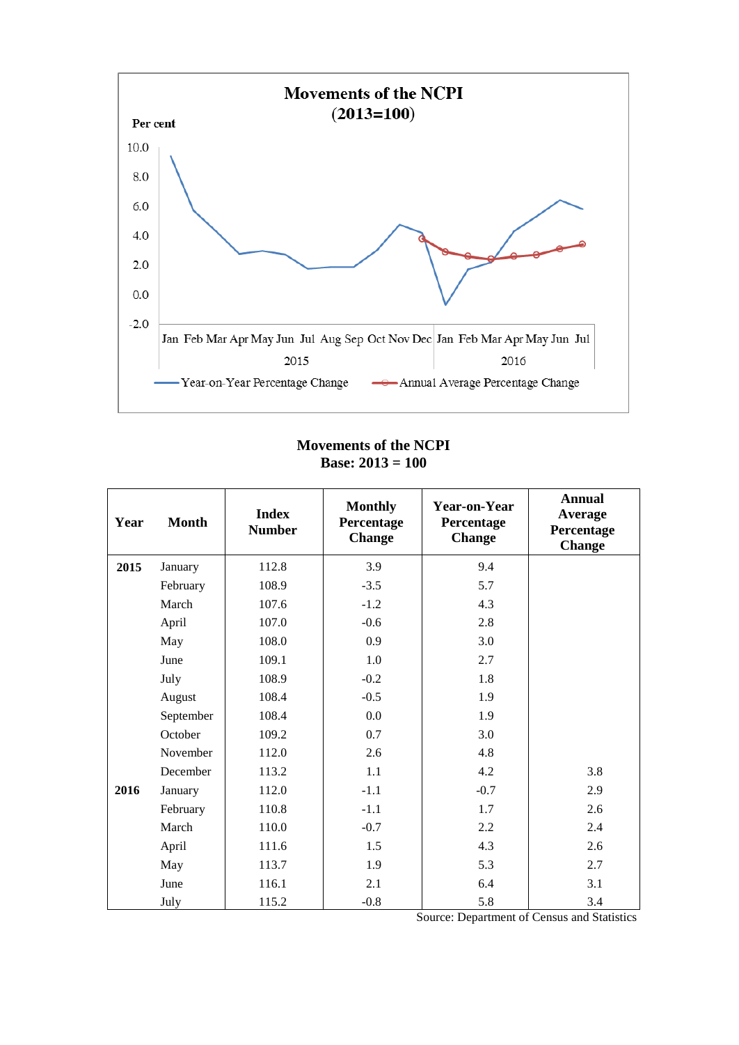Movements of the NCPI
(2013=100)

Per cent

10.0
8.0
6.0
4.0
2.0
0.0
-2.0

Jan Feb Mar Apr May Jun Jul Aug Sep Oct Nov Dec Jan Feb Mar Apr May Jun Jul

2015 2016

Year-on-Year Percentage Change
Annual Average Percentage Change

**Movements of the NCPI**
**Base: 2013 = 100**

| Year | Month | Index Number | Monthly Percentage Change | Year-on-Year Percentage Change | Annual Average Percentage Change |
|---|---|---|---|---|---|
| **2015** | January | 112.8 | 3.9 | 9.4 | |
| | February | 108.9 | -3.5 | 5.7 | |
| | March | 107.6 | -1.2 | 4.3 | |
| | April | 107.0 | -0.6 | 2.8 | |
| | May | 108.0 | 0.9 | 3.0 | |
| | June | 109.1 | 1.0 | 2.7 | |
| | July | 108.9 | -0.2 | 1.8 | |
| | August | 108.4 | -0.5 | 1.9 | |
| | September | 108.4 | 0.0 | 1.9 | |
| | October | 109.2 | 0.7 | 3.0 | |
| | November | 112.0 | 2.6 | 4.8 | |
| | December | 113.2 | 1.1 | 4.2 | 3.8 |
| **2016** | January | 112.0 | -1.1 | -0.7 | 2.9 |
| | February | 110.8 | -1.1 | 1.7 | 2.6 |
| | March | 110.0 | -0.7 | 2.2 | 2.4 |
| | April | 111.6 | 1.5 | 4.3 | 2.6 |
| | May | 113.7 | 1.9 | 5.3 | 2.7 |
| | June | 116.1 | 2.1 | 6.4 | 3.1 |
| | July | 115.2 | -0.8 | 5.8 | 3.4 |

Source: Department of Census and Statistics